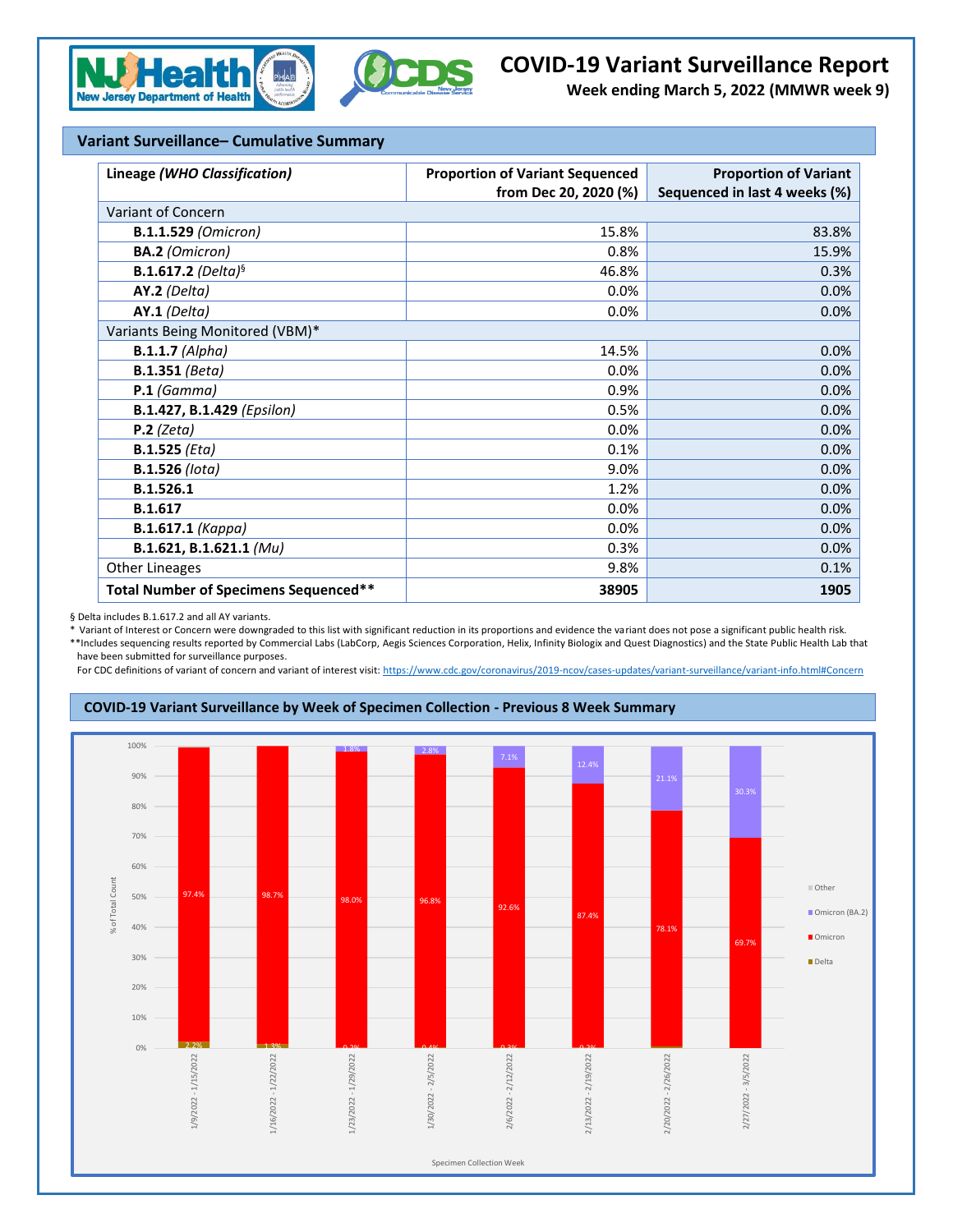# COVID-19 Variant Surveillance Report

**Week ending March 5, 2022 (MMWR week 9)**

## Variant Surveillance– Cumulative Summary

| Lineage *(WHO Classification)* | Proportion of Variant Sequenced from Dec 20, 2020 (%) | Proportion of Variant Sequenced in last 4 weeks (%) |
|---|---|---|
| Variant of Concern | | |
| **B.1.1.529** *(Omicron)* | 15.8% | 83.8% |
| **BA.2** *(Omicron)* | 0.8% | 15.9% |
| **B.1.617.2** *(Delta)*§ | 46.8% | 0.3% |
| **AY.2** *(Delta)* | 0.0% | 0.0% |
| **AY.1** *(Delta)* | 0.0% | 0.0% |
| Variants Being Monitored (VBM)* | | |
| **B.1.1.7** *(Alpha)* | 14.5% | 0.0% |
| **B.1.351** *(Beta)* | 0.0% | 0.0% |
| **P.1** *(Gamma)* | 0.9% | 0.0% |
| **B.1.427, B.1.429** *(Epsilon)* | 0.5% | 0.0% |
| **P.2** *(Zeta)* | 0.0% | 0.0% |
| **B.1.525** *(Eta)* | 0.1% | 0.0% |
| **B.1.526** *(Iota)* | 9.0% | 0.0% |
| **B.1.526.1** | 1.2% | 0.0% |
| **B.1.617** | 0.0% | 0.0% |
| **B.1.617.1** *(Kappa)* | 0.0% | 0.0% |
| **B.1.621, B.1.621.1** *(Mu)* | 0.3% | 0.0% |
| Other Lineages | 9.8% | 0.1% |
| **Total Number of Specimens Sequenced**** | **38905** | **1905** |

§ Delta includes B.1.617.2 and all AY variants.

\* Variant of Interest or Concern were downgraded to this list with significant reduction in its proportions and evidence the variant does not pose a significant public health risk.

**Includes sequencing results reported by Commercial Labs (LabCorp, Aegis Sciences Corporation, Helix, Infinity Biologix and Quest Diagnostics) and the State Public Health Lab that have been submitted for surveillance purposes.

For CDC definitions of variant of concern and variant of interest visit: https://www.cdc.gov/coronavirus/2019-ncov/cases-updates/variant-surveillance/variant-info.html#Concern

## COVID-19 Variant Surveillance by Week of Specimen Collection - Previous 8 Week Summary

| Specimen Collection Week | Delta | Omicron | Omicron (BA.2) |
|---|---|---|---|
| 1/9/2022 - 1/15/2022 | 2.2% | 97.4% | |
| 1/16/2022 - 1/22/2022 | 1.3% | 98.7% | |
| 1/23/2022 - 1/29/2022 | 0.2% | 98.0% | 1.8% |
| 1/30/2022 - 2/5/2022 | 0.4% | 96.8% | 2.8% |
| 2/6/2022 - 2/12/2022 | 0.3% | 92.6% | 7.1% |
| 2/13/2022 - 2/19/2022 | 0.2% | 87.4% | 12.4% |
| 2/20/2022 - 2/26/2022 | | 78.1% | 21.1% |
| 2/27/2022 - 3/5/2022 | | 69.7% | 30.3% |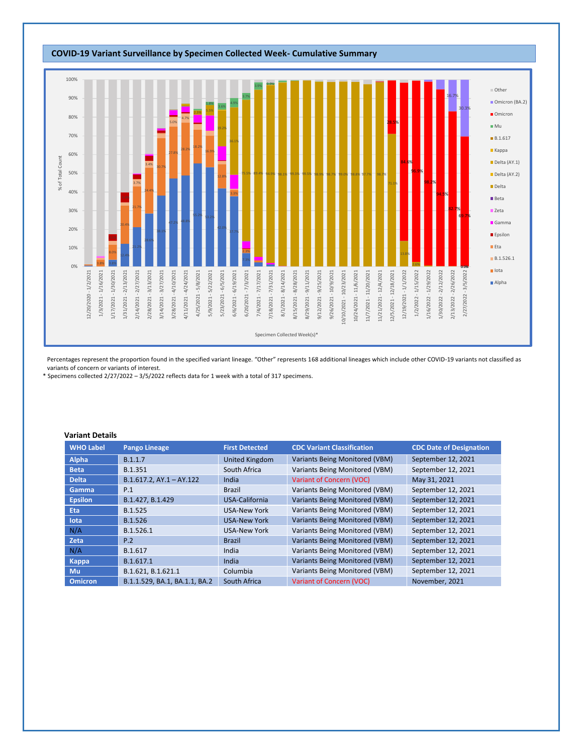## COVID-19 Variant Surveillance by Specimen Collected Week- Cumulative Summary

Percentages represent the proportion found in the specified variant lineage. “Other” represents 168 additional lineages which include other COVID-19 variants not classified as variants of concern or variants of interest.

* Specimens collected 2/27/2022 – 3/5/2022 reflects data for 1 week with a total of 317 specimens.

**Variant Details**

| WHO Label | Pango Lineage | First Detected | CDC Variant Classification | CDC Date of Designation |
|---|---|---|---|---|
| Alpha | B.1.1.7 | United Kingdom | Variants Being Monitored (VBM) | September 12, 2021 |
| Beta | B.1.351 | South Africa | Variants Being Monitored (VBM) | September 12, 2021 |
| Delta | B.1.617.2, AY.1 – AY.122 | India | Variant of Concern (VOC) | May 31, 2021 |
| Gamma | P.1 | Brazil | Variants Being Monitored (VBM) | September 12, 2021 |
| Epsilon | B.1.427, B.1.429 | USA-California | Variants Being Monitored (VBM) | September 12, 2021 |
| Eta | B.1.525 | USA-New York | Variants Being Monitored (VBM) | September 12, 2021 |
| Iota | B.1.526 | USA-New York | Variants Being Monitored (VBM) | September 12, 2021 |
| N/A | B.1.526.1 | USA-New York | Variants Being Monitored (VBM) | September 12, 2021 |
| Zeta | P.2 | Brazil | Variants Being Monitored (VBM) | September 12, 2021 |
| N/A | B.1.617 | India | Variants Being Monitored (VBM) | September 12, 2021 |
| Kappa | B.1.617.1 | India | Variants Being Monitored (VBM) | September 12, 2021 |
| Mu | B.1.621, B.1.621.1 | Columbia | Variants Being Monitored (VBM) | September 12, 2021 |
| Omicron | B.1.1.529, BA.1, BA.1.1, BA.2 | South Africa | Variant of Concern (VOC) | November, 2021 |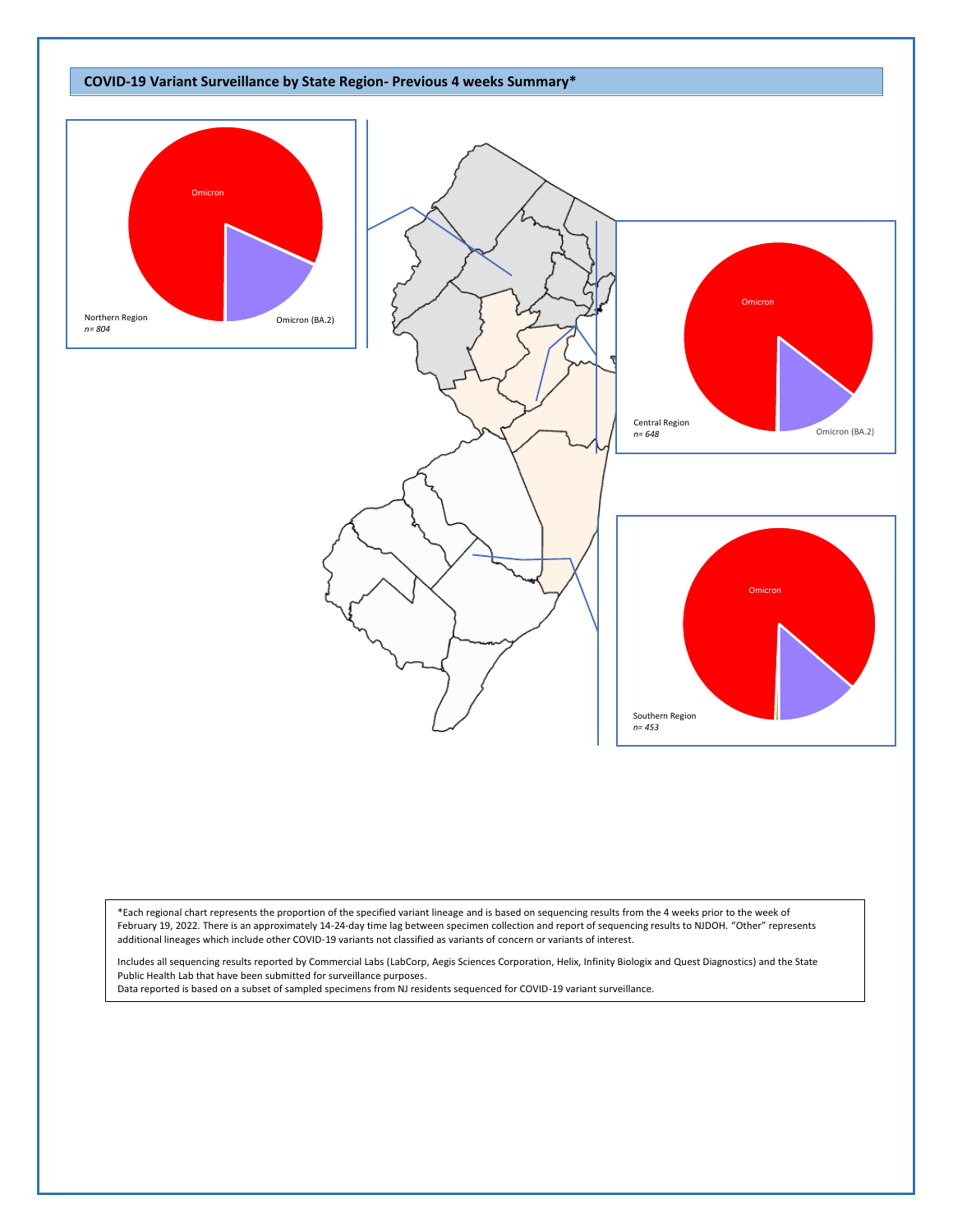## COVID-19 Variant Surveillance by State Region- Previous 4 weeks Summary*

Omicron

Northern Region
*n= 804*

Omicron (BA.2)

Omicron

Central Region
*n= 648*

Omicron (BA.2)

Omicron

Southern Region
*n= 453*

*Each regional chart represents the proportion of the specified variant lineage and is based on sequencing results from the 4 weeks prior to the week of February 19, 2022. There is an approximately 14-24-day time lag between specimen collection and report of sequencing results to NJDOH. "Other" represents additional lineages which include other COVID-19 variants not classified as variants of concern or variants of interest.

Includes all sequencing results reported by Commercial Labs (LabCorp, Aegis Sciences Corporation, Helix, Infinity Biologix and Quest Diagnostics) and the State Public Health Lab that have been submitted for surveillance purposes.
Data reported is based on a subset of sampled specimens from NJ residents sequenced for COVID-19 variant surveillance.